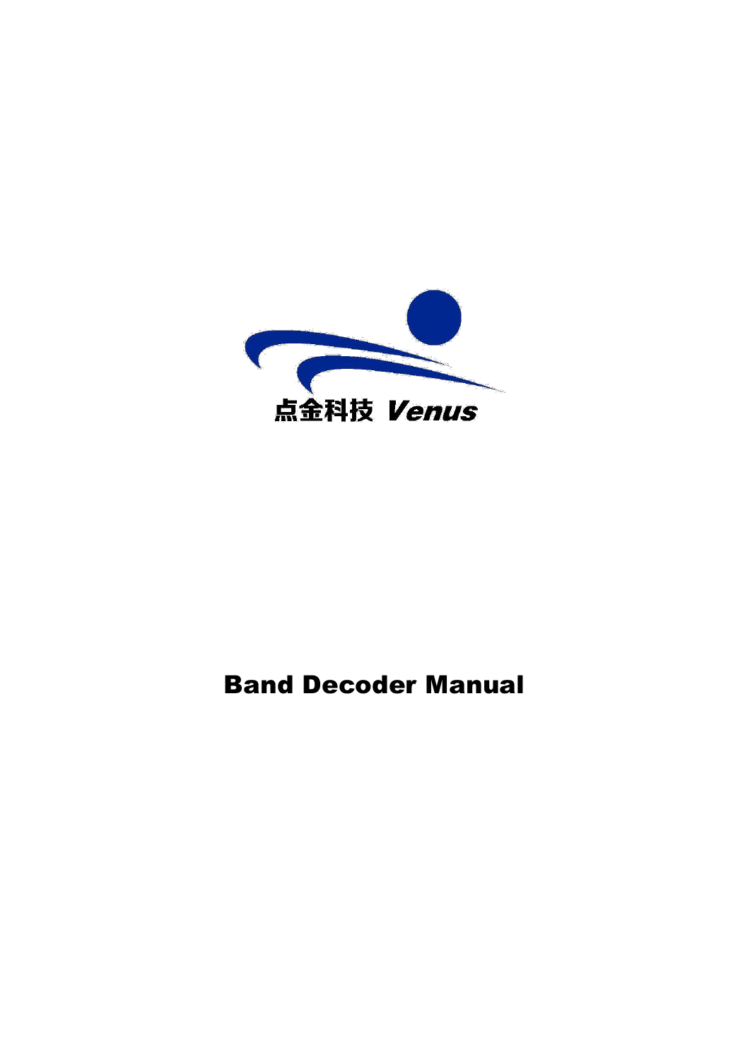点金科技 *Venus*

# Band Decoder Manual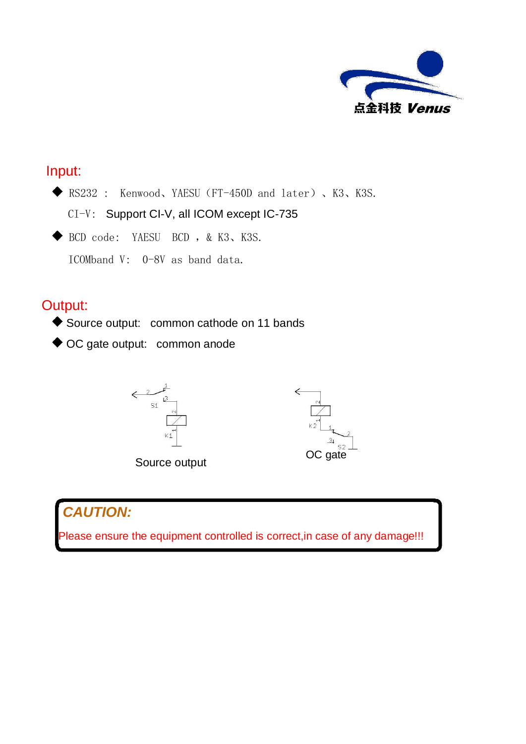## Input:

- RS232 :  Kenwood、YAESU（FT-450D and later）、K3、K3S.

  CI-V:  Support CI-V, all ICOM except IC-735

- BCD code:  YAESU  BCD ，& K3、K3S.

  ICOMband V:  0-8V as band data.

## Output:

- Source output:  common cathode on 11 bands
- OC gate output:  common anode

Source output

OC gate

**CAUTION:**

Please ensure the equipment controlled is correct,in case of any damage!!!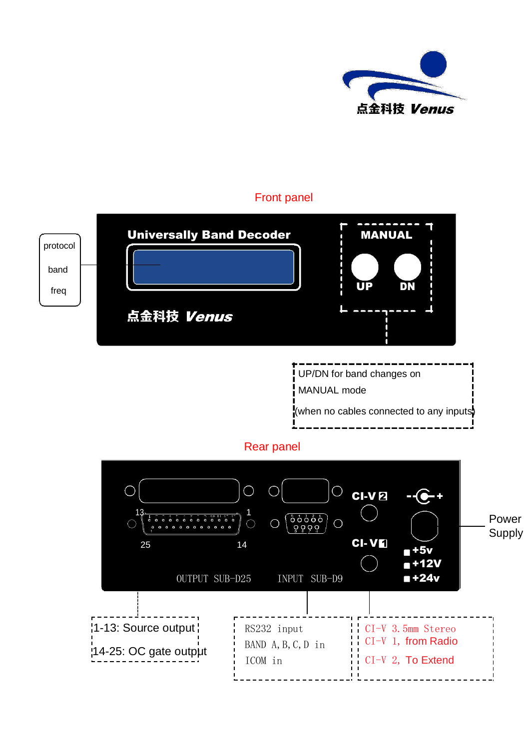点金科技 Venus

## Front panel

protocol

band

freq

**Universally Band Decoder**

**MANUAL**

**UP** **DN**

点金科技 Venus

UP/DN for band changes on

MANUAL mode

(when no cables connected to any inputs)

## Rear panel

13 1

25 14

OUTPUT SUB-D25 INPUT SUB-D9

CI-V 2

CI-V 1

+5v

+12V

+24v

Power Supply

1-13: Source output

14-25: OC gate output

RS232 input

BAND A,B,C,D in

ICOM in

CI-V 3.5mm Stereo

CI-V 1, from Radio

CI-V 2, To Extend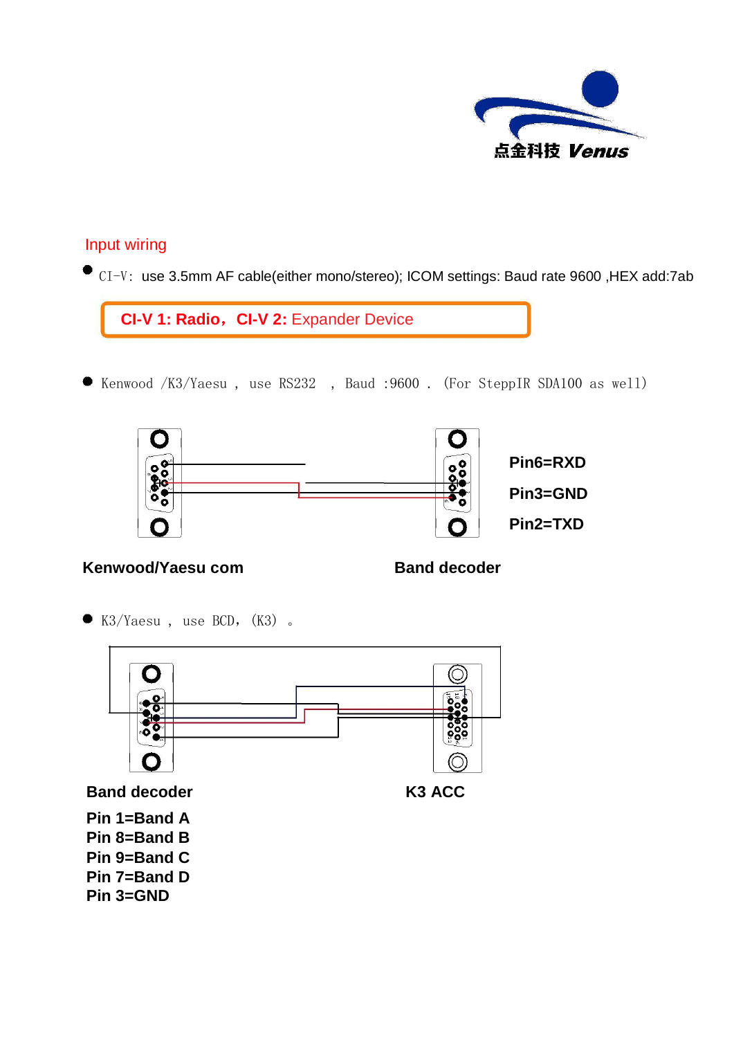点金科技 Venus

## Input wiring

- CI-V: use 3.5mm AF cable(either mono/stereo); ICOM settings: Baud rate 9600 ,HEX add:7ab

**CI-V 1: Radio，CI-V 2:** Expander Device

- Kenwood /K3/Yaesu , use RS232 , Baud :9600 . (For SteppIR SDA100 as well)

**Pin6=RXD**

**Pin3=GND**

**Pin2=TXD**

**Kenwood/Yaesu com** **Band decoder**

- K3/Yaesu , use BCD，(K3) 。

**Band decoder** **K3 ACC**

**Pin 1=Band A**
**Pin 8=Band B**
**Pin 9=Band C**
**Pin 7=Band D**
**Pin 3=GND**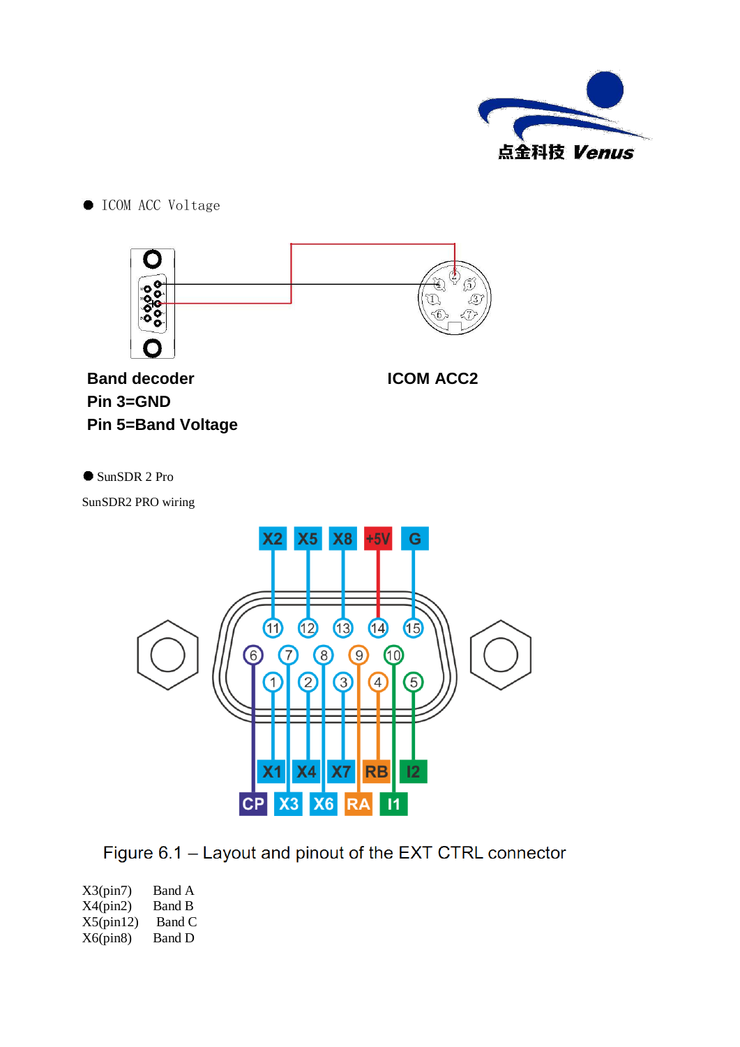- ICOM ACC Voltage

**Band decoder**
**Pin 3=GND**
**Pin 5=Band Voltage**

**ICOM ACC2**

- SunSDR 2 Pro

SunSDR2 PRO wiring

Figure 6.1 – Layout and pinout of the EXT CTRL connector

| | |
|---|---|
| X3(pin7) | Band A |
| X4(pin2) | Band B |
| X5(pin12) | Band C |
| X6(pin8) | Band D |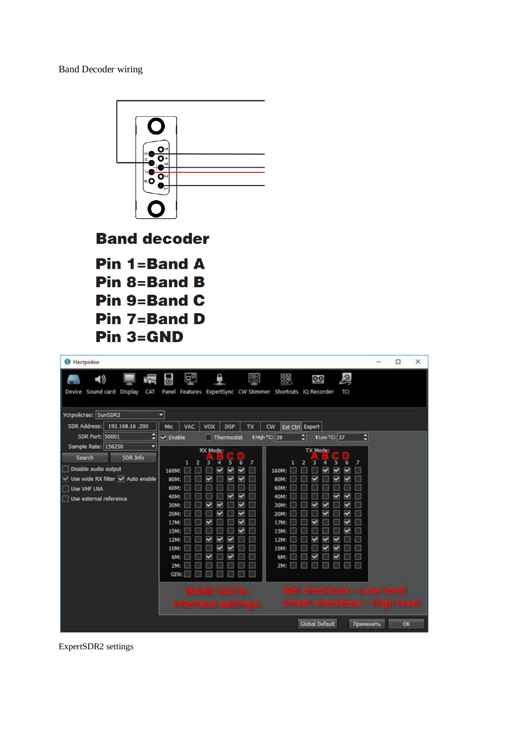Band Decoder wiring

**Band decoder**

**Pin 1=Band A**
**Pin 8=Band B**
**Pin 9=Band C**
**Pin 7=Band D**
**Pin 3=GND**

ExpertSDR2 settings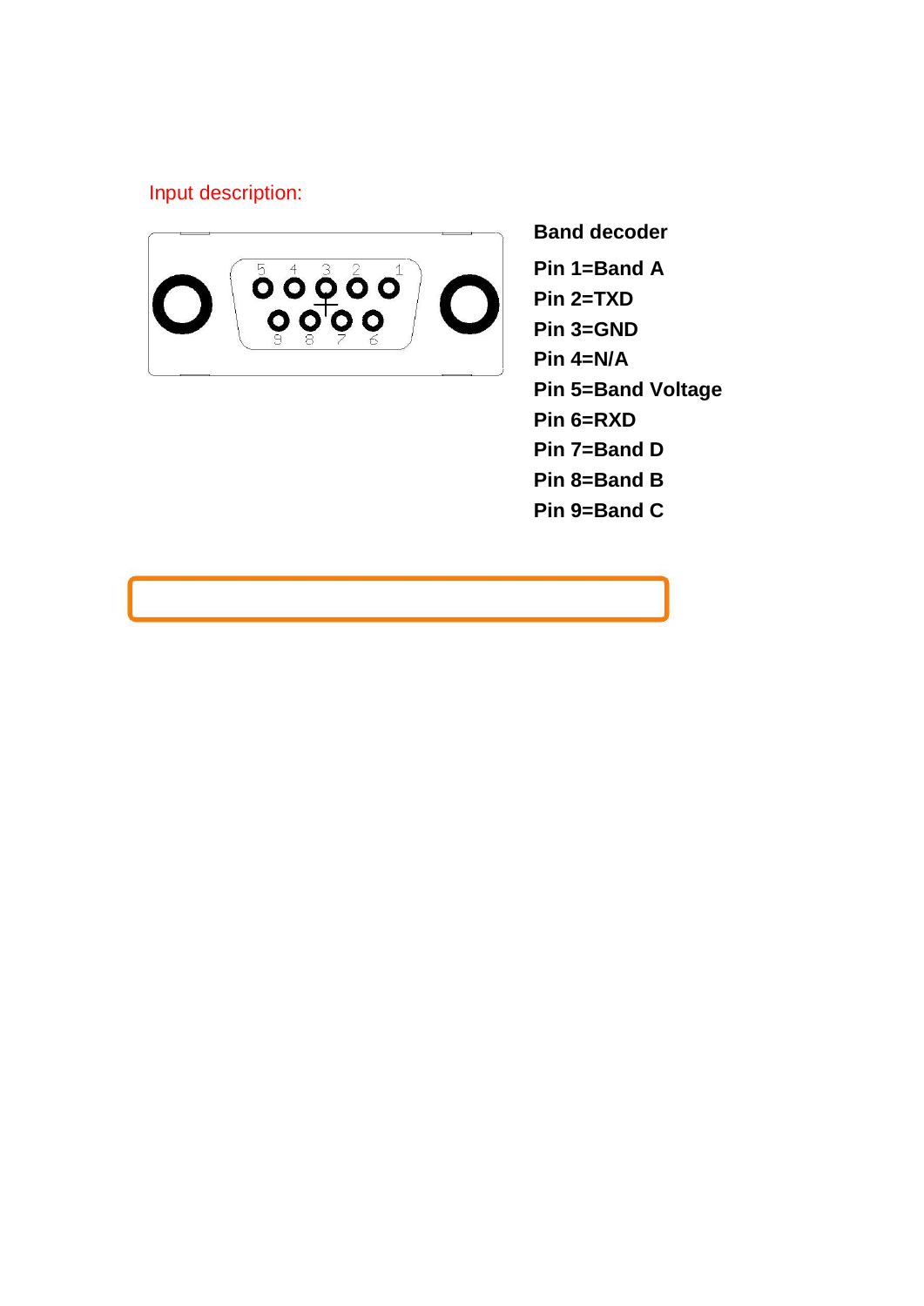Input description:

**Band decoder**

**Pin 1=Band A**

**Pin 2=TXD**

**Pin 3=GND**

**Pin 4=N/A**

**Pin 5=Band Voltage**

**Pin 6=RXD**

**Pin 7=Band D**

**Pin 8=Band B**

**Pin 9=Band C**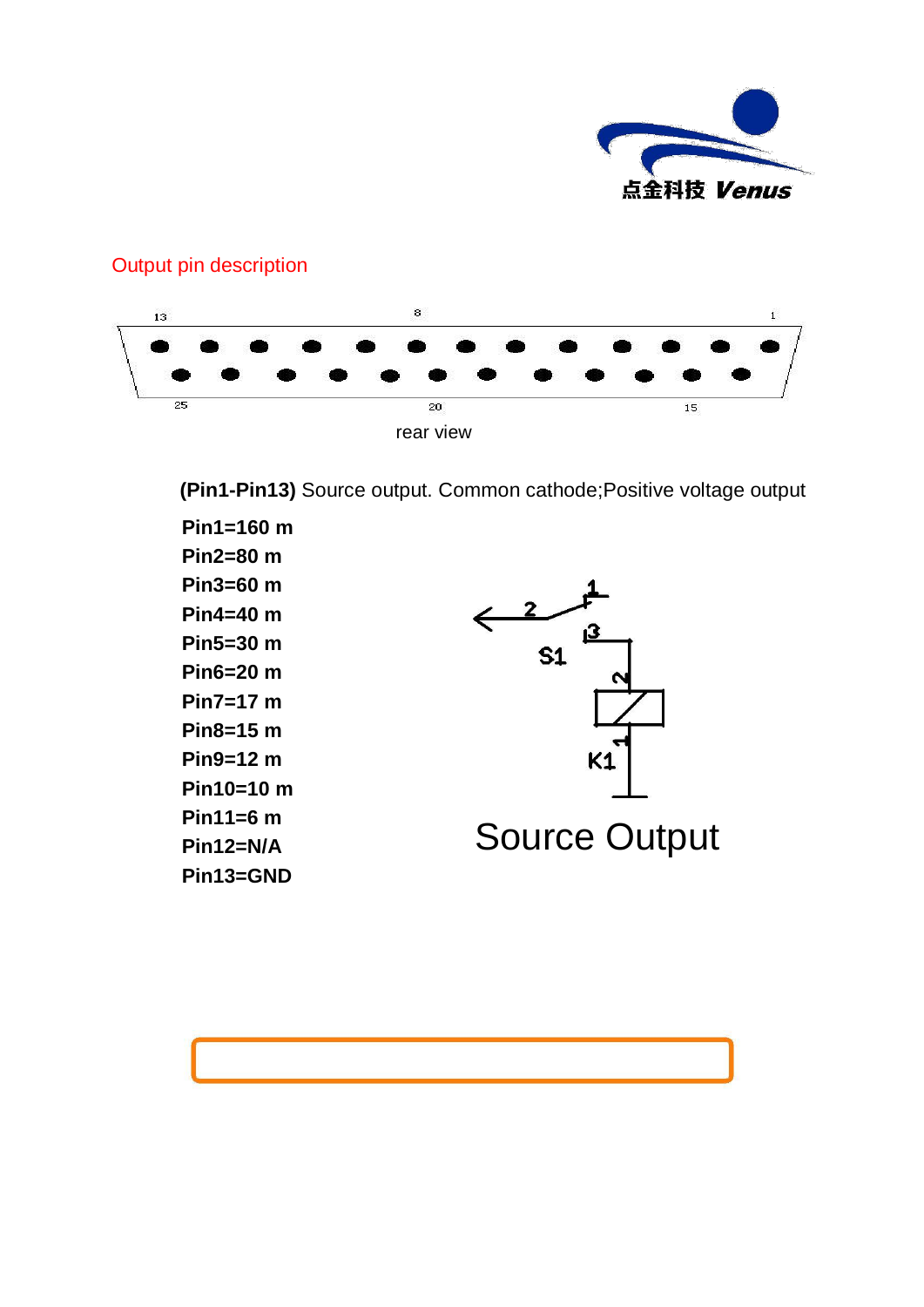Output pin description

(Pin1-Pin13) Source output. Common cathode;Positive voltage output

**Pin1=160 m**
**Pin2=80 m**
**Pin3=60 m**
**Pin4=40 m**
**Pin5=30 m**
**Pin6=20 m**
**Pin7=17 m**
**Pin8=15 m**
**Pin9=12 m**
**Pin10=10 m**
**Pin11=6 m**
**Pin12=N/A**
**Pin13=GND**

Source Output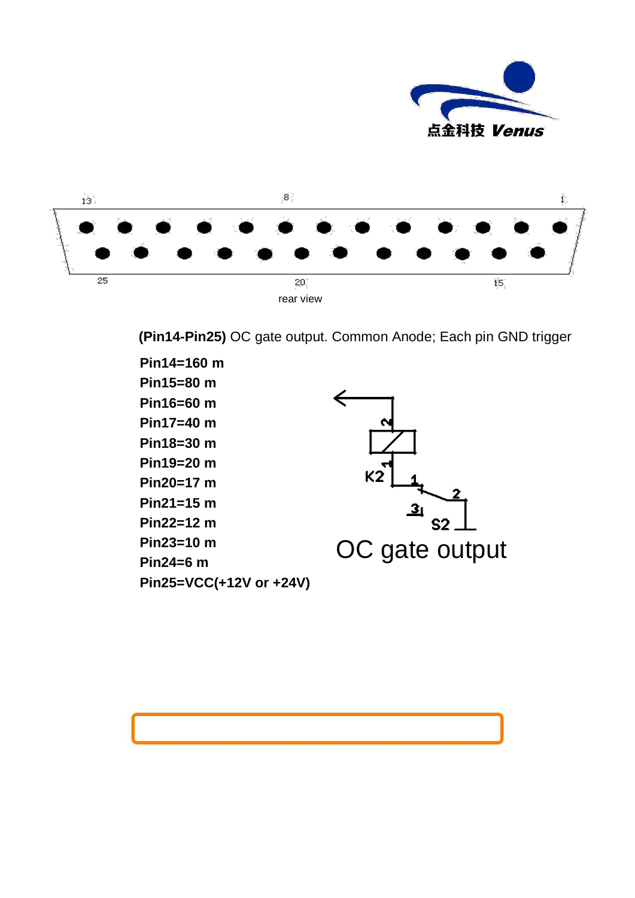点金科技 Venus

13 8 1

25 20 15

rear view

**(Pin14-Pin25)** OC gate output. Common Anode; Each pin GND trigger

**Pin14=160 m**
**Pin15=80 m**
**Pin16=60 m**
**Pin17=40 m**
**Pin18=30 m**
**Pin19=20 m**
**Pin20=17 m**
**Pin21=15 m**
**Pin22=12 m**
**Pin23=10 m**
**Pin24=6 m**
**Pin25=VCC(+12V or +24V)**

K2 1 2 3 S2

OC gate output